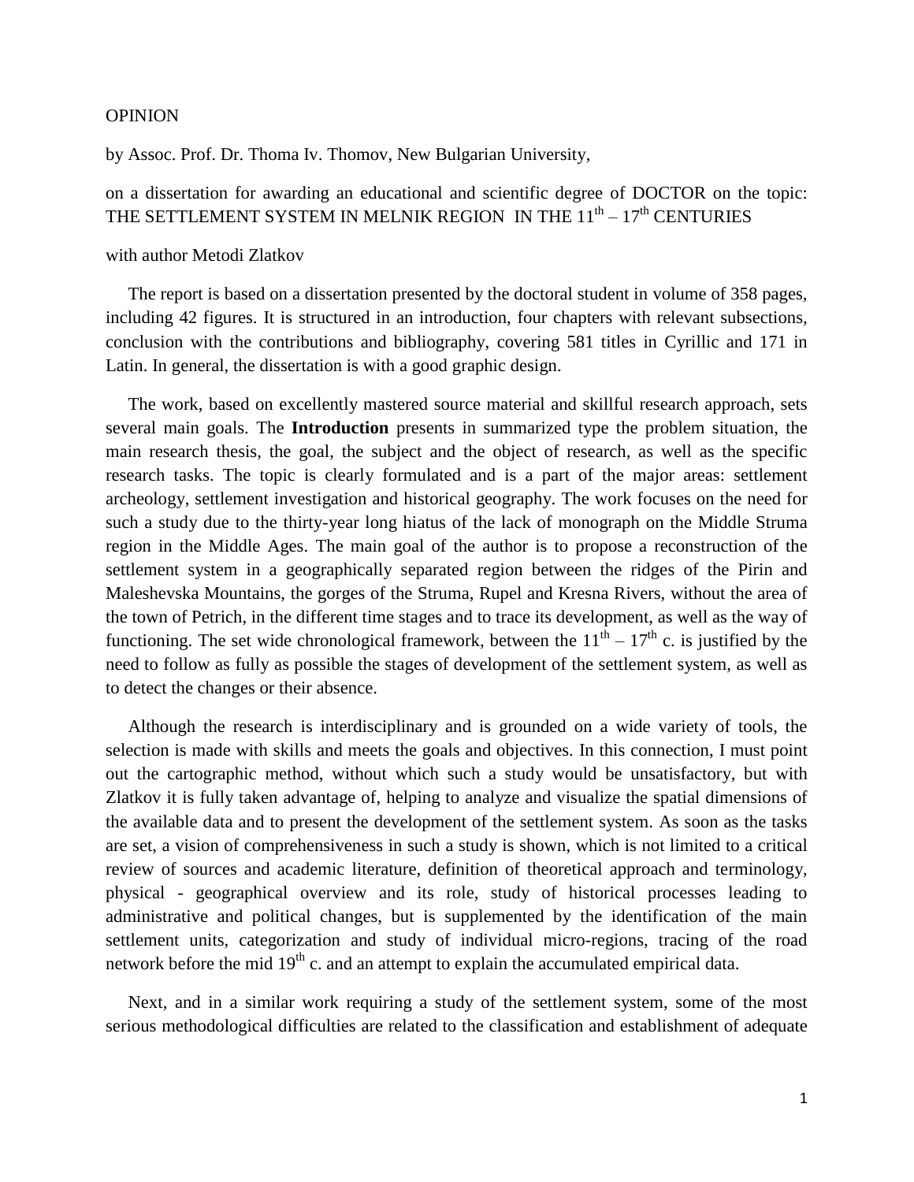OPINION

by Assoc. Prof. Dr. Thoma Iv. Thomov, New Bulgarian University,

on a dissertation for awarding an educational and scientific degree of DOCTOR on the topic: THE SETTLEMENT SYSTEM IN MELNIK REGION IN THE $11^{th}$ – $17^{th}$ CENTURIES

with author Metodi Zlatkov

The report is based on a dissertation presented by the doctoral student in volume of 358 pages, including 42 figures. It is structured in an introduction, four chapters with relevant subsections, conclusion with the contributions and bibliography, covering 581 titles in Cyrillic and 171 in Latin. In general, the dissertation is with a good graphic design.

The work, based on excellently mastered source material and skillful research approach, sets several main goals. The **Introduction** presents in summarized type the problem situation, the main research thesis, the goal, the subject and the object of research, as well as the specific research tasks. The topic is clearly formulated and is a part of the major areas: settlement archeology, settlement investigation and historical geography. The work focuses on the need for such a study due to the thirty-year long hiatus of the lack of monograph on the Middle Struma region in the Middle Ages. The main goal of the author is to propose a reconstruction of the settlement system in a geographically separated region between the ridges of the Pirin and Maleshevska Mountains, the gorges of the Struma, Rupel and Kresna Rivers, without the area of the town of Petrich, in the different time stages and to trace its development, as well as the way of functioning. The set wide chronological framework, between the $11^{th}$ – $17^{th}$ c. is justified by the need to follow as fully as possible the stages of development of the settlement system, as well as to detect the changes or their absence.

Although the research is interdisciplinary and is grounded on a wide variety of tools, the selection is made with skills and meets the goals and objectives. In this connection, I must point out the cartographic method, without which such a study would be unsatisfactory, but with Zlatkov it is fully taken advantage of, helping to analyze and visualize the spatial dimensions of the available data and to present the development of the settlement system. As soon as the tasks are set, a vision of comprehensiveness in such a study is shown, which is not limited to a critical review of sources and academic literature, definition of theoretical approach and terminology, physical - geographical overview and its role, study of historical processes leading to administrative and political changes, but is supplemented by the identification of the main settlement units, categorization and study of individual micro-regions, tracing of the road network before the mid $19^{th}$ c. and an attempt to explain the accumulated empirical data.

Next, and in a similar work requiring a study of the settlement system, some of the most serious methodological difficulties are related to the classification and establishment of adequate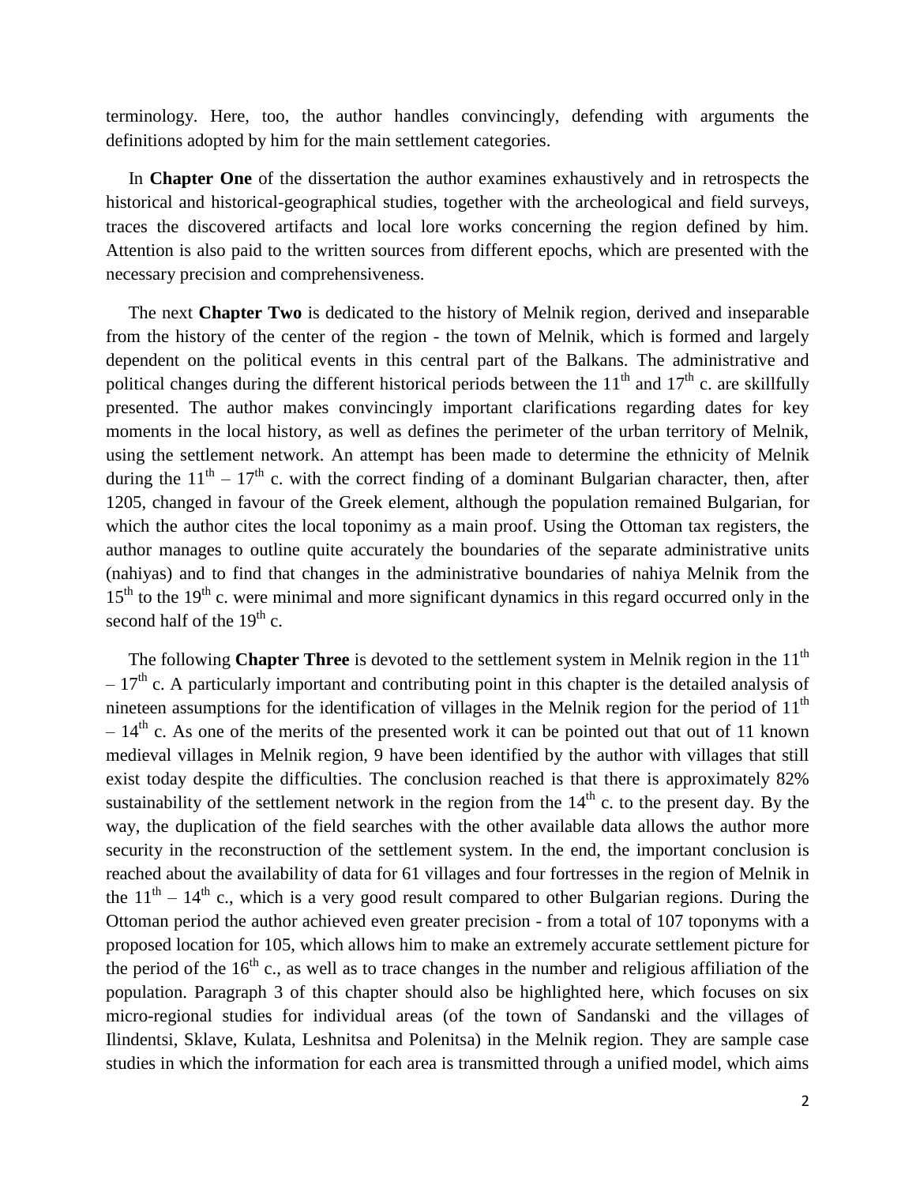terminology. Here, too, the author handles convincingly, defending with arguments the definitions adopted by him for the main settlement categories.

In **Chapter One** of the dissertation the author examines exhaustively and in retrospects the historical and historical-geographical studies, together with the archeological and field surveys, traces the discovered artifacts and local lore works concerning the region defined by him. Attention is also paid to the written sources from different epochs, which are presented with the necessary precision and comprehensiveness.

The next **Chapter Two** is dedicated to the history of Melnik region, derived and inseparable from the history of the center of the region - the town of Melnik, which is formed and largely dependent on the political events in this central part of the Balkans. The administrative and political changes during the different historical periods between the $11^{th}$ and $17^{th}$ c. are skillfully presented. The author makes convincingly important clarifications regarding dates for key moments in the local history, as well as defines the perimeter of the urban territory of Melnik, using the settlement network. An attempt has been made to determine the ethnicity of Melnik during the $11^{th}$ – $17^{th}$ c. with the correct finding of a dominant Bulgarian character, then, after 1205, changed in favour of the Greek element, although the population remained Bulgarian, for which the author cites the local toponymy as a main proof. Using the Ottoman tax registers, the author manages to outline quite accurately the boundaries of the separate administrative units (nahiyas) and to find that changes in the administrative boundaries of nahiya Melnik from the $15^{th}$ to the $19^{th}$ c. were minimal and more significant dynamics in this regard occurred only in the second half of the $19^{th}$ c.

The following **Chapter Three** is devoted to the settlement system in Melnik region in the $11^{th}$ – $17^{th}$ c. A particularly important and contributing point in this chapter is the detailed analysis of nineteen assumptions for the identification of villages in the Melnik region for the period of $11^{th}$ – $14^{th}$ c. As one of the merits of the presented work it can be pointed out that out of 11 known medieval villages in Melnik region, 9 have been identified by the author with villages that still exist today despite the difficulties. The conclusion reached is that there is approximately 82% sustainability of the settlement network in the region from the $14^{th}$ c. to the present day. By the way, the duplication of the field searches with the other available data allows the author more security in the reconstruction of the settlement system. In the end, the important conclusion is reached about the availability of data for 61 villages and four fortresses in the region of Melnik in the $11^{th}$ – $14^{th}$ c., which is a very good result compared to other Bulgarian regions. During the Ottoman period the author achieved even greater precision - from a total of 107 toponyms with a proposed location for 105, which allows him to make an extremely accurate settlement picture for the period of the $16^{th}$ c., as well as to trace changes in the number and religious affiliation of the population. Paragraph 3 of this chapter should also be highlighted here, which focuses on six micro-regional studies for individual areas (of the town of Sandanski and the villages of Ilindentsi, Sklave, Kulata, Leshnitsa and Polenitsa) in the Melnik region. They are sample case studies in which the information for each area is transmitted through a unified model, which aims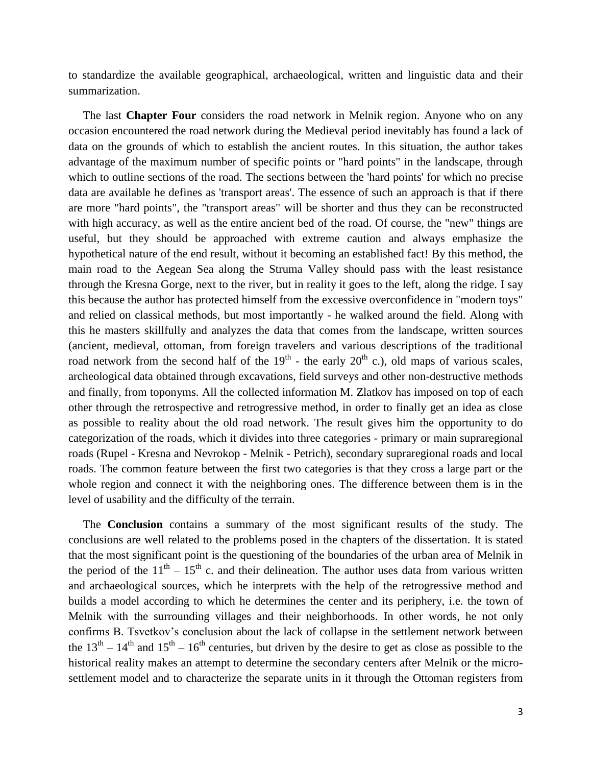to standardize the available geographical, archaeological, written and linguistic data and their summarization.

The last **Chapter Four** considers the road network in Melnik region. Anyone who on any occasion encountered the road network during the Medieval period inevitably has found a lack of data on the grounds of which to establish the ancient routes. In this situation, the author takes advantage of the maximum number of specific points or "hard points" in the landscape, through which to outline sections of the road. The sections between the 'hard points' for which no precise data are available he defines as 'transport areas'. The essence of such an approach is that if there are more "hard points", the "transport areas" will be shorter and thus they can be reconstructed with high accuracy, as well as the entire ancient bed of the road. Of course, the "new" things are useful, but they should be approached with extreme caution and always emphasize the hypothetical nature of the end result, without it becoming an established fact! By this method, the main road to the Aegean Sea along the Struma Valley should pass with the least resistance through the Kresna Gorge, next to the river, but in reality it goes to the left, along the ridge. I say this because the author has protected himself from the excessive overconfidence in "modern toys" and relied on classical methods, but most importantly - he walked around the field. Along with this he masters skillfully and analyzes the data that comes from the landscape, written sources (ancient, medieval, ottoman, from foreign travelers and various descriptions of the traditional road network from the second half of the 19$^{th}$ - the early 20$^{th}$ c.), old maps of various scales, archeological data obtained through excavations, field surveys and other non-destructive methods and finally, from toponyms. All the collected information M. Zlatkov has imposed on top of each other through the retrospective and retrogressive method, in order to finally get an idea as close as possible to reality about the old road network. The result gives him the opportunity to do categorization of the roads, which it divides into three categories - primary or main supraregional roads (Rupel - Kresna and Nevrokop - Melnik - Petrich), secondary supraregional roads and local roads. The common feature between the first two categories is that they cross a large part or the whole region and connect it with the neighboring ones. The difference between them is in the level of usability and the difficulty of the terrain.

The **Conclusion** contains a summary of the most significant results of the study. The conclusions are well related to the problems posed in the chapters of the dissertation. It is stated that the most significant point is the questioning of the boundaries of the urban area of Melnik in the period of the 11$^{th}$ – 15$^{th}$ c. and their delineation. The author uses data from various written and archaeological sources, which he interprets with the help of the retrogressive method and builds a model according to which he determines the center and its periphery, i.e. the town of Melnik with the surrounding villages and their neighborhoods. In other words, he not only confirms B. Tsvetkov's conclusion about the lack of collapse in the settlement network between the 13$^{th}$ – 14$^{th}$ and 15$^{th}$ – 16$^{th}$ centuries, but driven by the desire to get as close as possible to the historical reality makes an attempt to determine the secondary centers after Melnik or the micro-settlement model and to characterize the separate units in it through the Ottoman registers from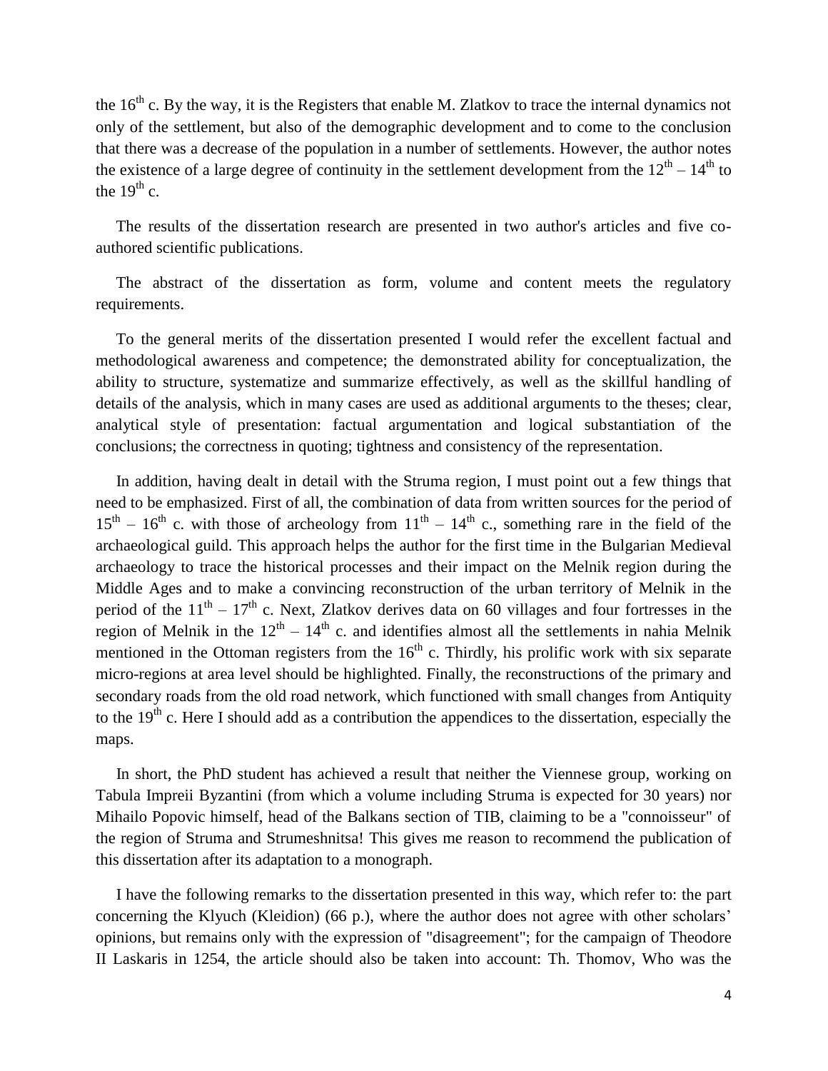the 16th c. By the way, it is the Registers that enable M. Zlatkov to trace the internal dynamics not only of the settlement, but also of the demographic development and to come to the conclusion that there was a decrease of the population in a number of settlements. However, the author notes the existence of a large degree of continuity in the settlement development from the 12th – 14th to the 19th c.

The results of the dissertation research are presented in two author's articles and five co-authored scientific publications.

The abstract of the dissertation as form, volume and content meets the regulatory requirements.

To the general merits of the dissertation presented I would refer the excellent factual and methodological awareness and competence; the demonstrated ability for conceptualization, the ability to structure, systematize and summarize effectively, as well as the skillful handling of details of the analysis, which in many cases are used as additional arguments to the theses; clear, analytical style of presentation: factual argumentation and logical substantiation of the conclusions; the correctness in quoting; tightness and consistency of the representation.

In addition, having dealt in detail with the Struma region, I must point out a few things that need to be emphasized. First of all, the combination of data from written sources for the period of 15th – 16th c. with those of archeology from 11th – 14th c., something rare in the field of the archaeological guild. This approach helps the author for the first time in the Bulgarian Medieval archaeology to trace the historical processes and their impact on the Melnik region during the Middle Ages and to make a convincing reconstruction of the urban territory of Melnik in the period of the 11th – 17th c. Next, Zlatkov derives data on 60 villages and four fortresses in the region of Melnik in the 12th – 14th c. and identifies almost all the settlements in nahia Melnik mentioned in the Ottoman registers from the 16th c. Thirdly, his prolific work with six separate micro-regions at area level should be highlighted. Finally, the reconstructions of the primary and secondary roads from the old road network, which functioned with small changes from Antiquity to the 19th c. Here I should add as a contribution the appendices to the dissertation, especially the maps.

In short, the PhD student has achieved a result that neither the Viennese group, working on Tabula Impreii Byzantini (from which a volume including Struma is expected for 30 years) nor Mihailo Popovic himself, head of the Balkans section of TIB, claiming to be a "connoisseur" of the region of Struma and Strumeshnitsa! This gives me reason to recommend the publication of this dissertation after its adaptation to a monograph.

I have the following remarks to the dissertation presented in this way, which refer to: the part concerning the Klyuch (Kleidion) (66 p.), where the author does not agree with other scholars' opinions, but remains only with the expression of "disagreement"; for the campaign of Theodore II Laskaris in 1254, the article should also be taken into account: Th. Thomov, Who was the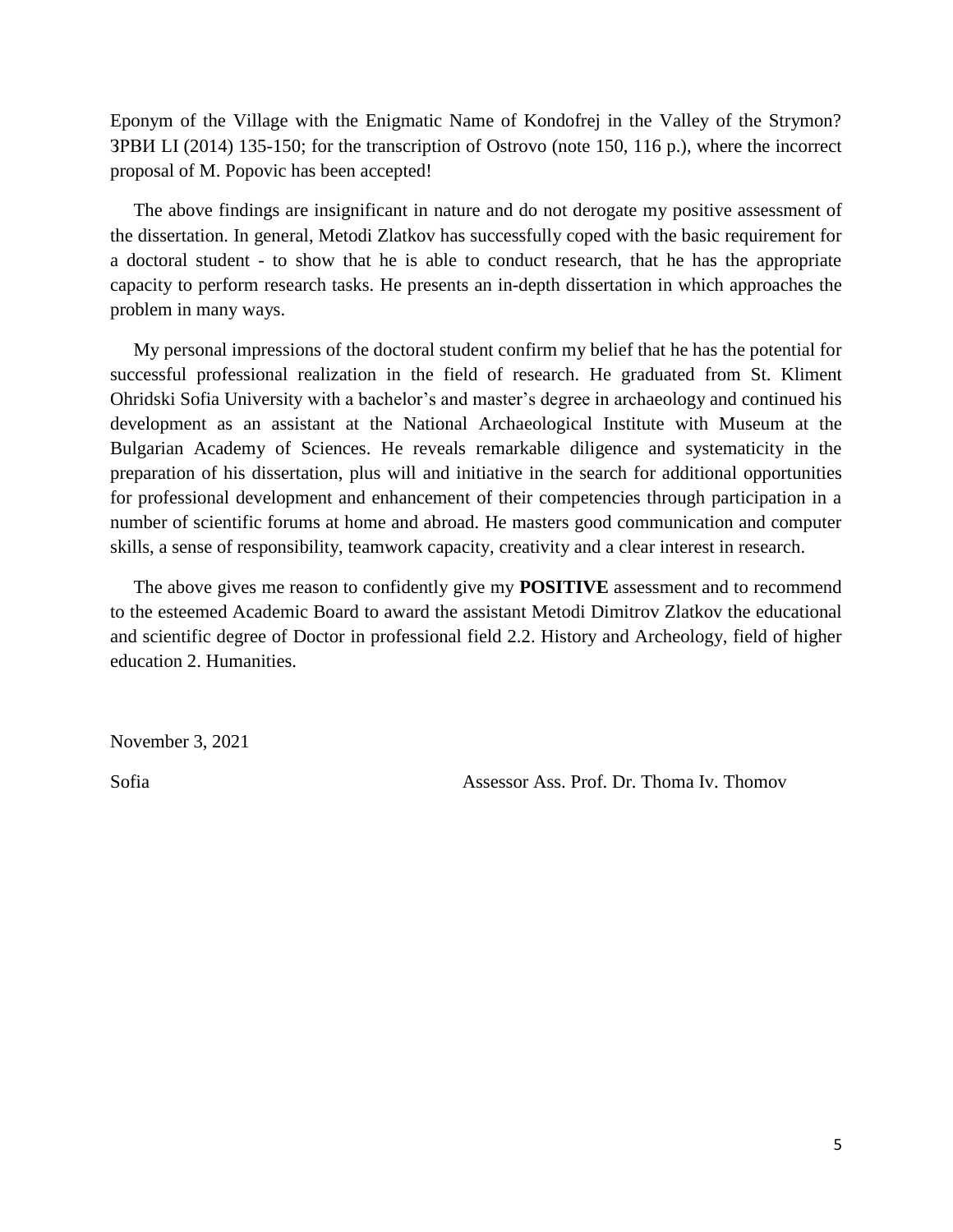Eponym of the Village with the Enigmatic Name of Kondofrej in the Valley of the Strymon? ЗРВИ LI (2014) 135-150; for the transcription of Ostrovo (note 150, 116 p.), where the incorrect proposal of M. Popovic has been accepted!

The above findings are insignificant in nature and do not derogate my positive assessment of the dissertation. In general, Metodi Zlatkov has successfully coped with the basic requirement for a doctoral student - to show that he is able to conduct research, that he has the appropriate capacity to perform research tasks. He presents an in-depth dissertation in which approaches the problem in many ways.

My personal impressions of the doctoral student confirm my belief that he has the potential for successful professional realization in the field of research. He graduated from St. Kliment Ohridski Sofia University with a bachelor's and master's degree in archaeology and continued his development as an assistant at the National Archaeological Institute with Museum at the Bulgarian Academy of Sciences. He reveals remarkable diligence and systematicity in the preparation of his dissertation, plus will and initiative in the search for additional opportunities for professional development and enhancement of their competencies through participation in a number of scientific forums at home and abroad. He masters good communication and computer skills, a sense of responsibility, teamwork capacity, creativity and a clear interest in research.

The above gives me reason to confidently give my **POSITIVE** assessment and to recommend to the esteemed Academic Board to award the assistant Metodi Dimitrov Zlatkov the educational and scientific degree of Doctor in professional field 2.2. History and Archeology, field of higher education 2. Humanities.

November 3, 2021

Sofia

Assessor Ass. Prof. Dr. Thoma Iv. Thomov